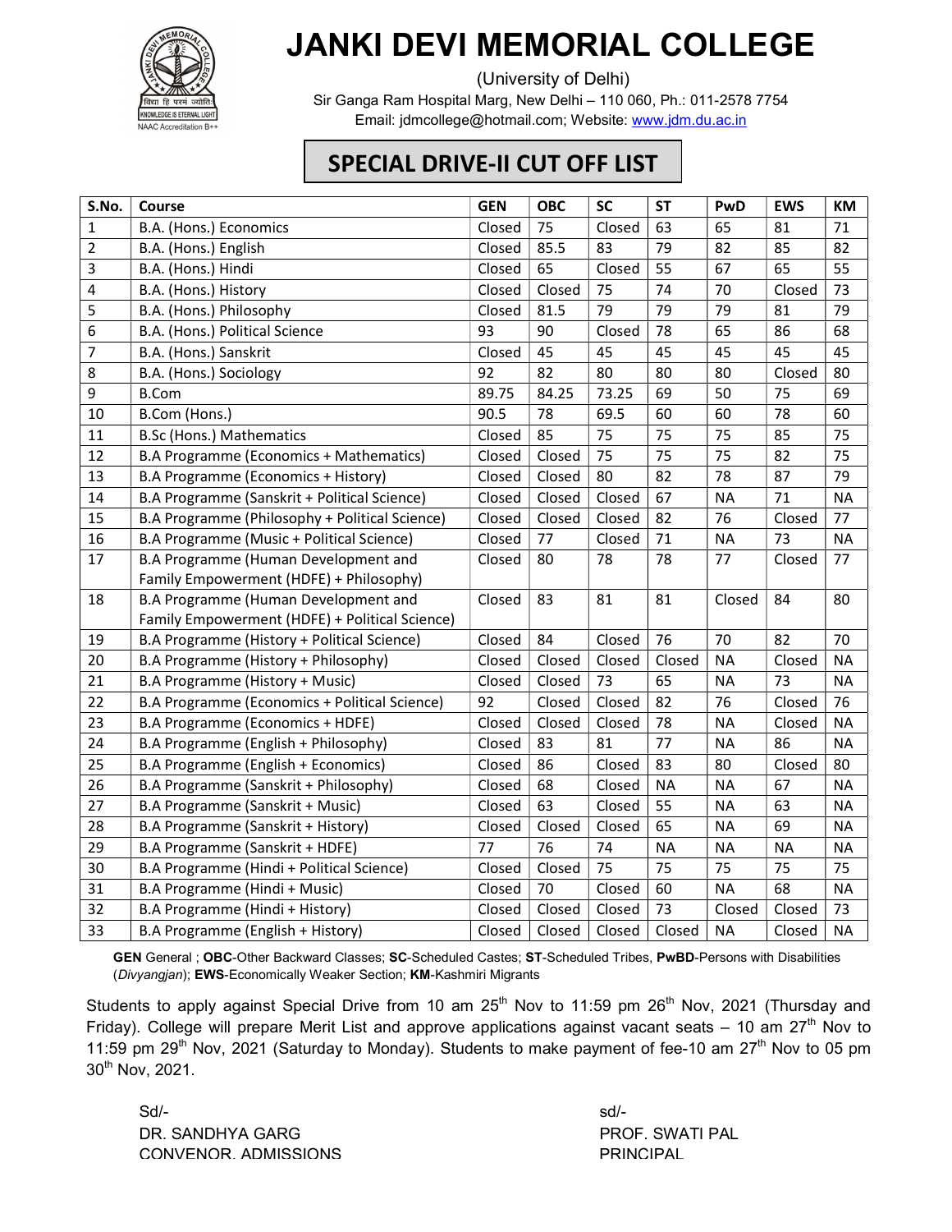# JANKI DEVI MEMORIAL COLLEGE

(University of Delhi)

Sir Ganga Ram Hospital Marg, New Delhi – 110 060, Ph.: 011-2578 7754

Email: jdmcollege@hotmail.com; Website: www.jdm.du.ac.in

## SPECIAL DRIVE-II CUT OFF LIST

| S.No. | Course | GEN | OBC | SC | ST | PwD | EWS | KM |
|---|---|---|---|---|---|---|---|---|
| 1 | B.A. (Hons.) Economics | Closed | 75 | Closed | 63 | 65 | 81 | 71 |
| 2 | B.A. (Hons.) English | Closed | 85.5 | 83 | 79 | 82 | 85 | 82 |
| 3 | B.A. (Hons.) Hindi | Closed | 65 | Closed | 55 | 67 | 65 | 55 |
| 4 | B.A. (Hons.) History | Closed | Closed | 75 | 74 | 70 | Closed | 73 |
| 5 | B.A. (Hons.) Philosophy | Closed | 81.5 | 79 | 79 | 79 | 81 | 79 |
| 6 | B.A. (Hons.) Political Science | 93 | 90 | Closed | 78 | 65 | 86 | 68 |
| 7 | B.A. (Hons.) Sanskrit | Closed | 45 | 45 | 45 | 45 | 45 | 45 |
| 8 | B.A. (Hons.) Sociology | 92 | 82 | 80 | 80 | 80 | Closed | 80 |
| 9 | B.Com | 89.75 | 84.25 | 73.25 | 69 | 50 | 75 | 69 |
| 10 | B.Com (Hons.) | 90.5 | 78 | 69.5 | 60 | 60 | 78 | 60 |
| 11 | B.Sc (Hons.) Mathematics | Closed | 85 | 75 | 75 | 75 | 85 | 75 |
| 12 | B.A Programme (Economics + Mathematics) | Closed | Closed | 75 | 75 | 75 | 82 | 75 |
| 13 | B.A Programme (Economics + History) | Closed | Closed | 80 | 82 | 78 | 87 | 79 |
| 14 | B.A Programme (Sanskrit + Political Science) | Closed | Closed | Closed | 67 | NA | 71 | NA |
| 15 | B.A Programme (Philosophy + Political Science) | Closed | Closed | Closed | 82 | 76 | Closed | 77 |
| 16 | B.A Programme (Music + Political Science) | Closed | 77 | Closed | 71 | NA | 73 | NA |
| 17 | B.A Programme (Human Development and Family Empowerment (HDFE) + Philosophy) | Closed | 80 | 78 | 78 | 77 | Closed | 77 |
| 18 | B.A Programme (Human Development and Family Empowerment (HDFE) + Political Science) | Closed | 83 | 81 | 81 | Closed | 84 | 80 |
| 19 | B.A Programme (History + Political Science) | Closed | 84 | Closed | 76 | 70 | 82 | 70 |
| 20 | B.A Programme (History + Philosophy) | Closed | Closed | Closed | Closed | NA | Closed | NA |
| 21 | B.A Programme (History + Music) | Closed | Closed | 73 | 65 | NA | 73 | NA |
| 22 | B.A Programme (Economics + Political Science) | 92 | Closed | Closed | 82 | 76 | Closed | 76 |
| 23 | B.A Programme (Economics + HDFE) | Closed | Closed | Closed | 78 | NA | Closed | NA |
| 24 | B.A Programme (English + Philosophy) | Closed | 83 | 81 | 77 | NA | 86 | NA |
| 25 | B.A Programme (English + Economics) | Closed | 86 | Closed | 83 | 80 | Closed | 80 |
| 26 | B.A Programme (Sanskrit + Philosophy) | Closed | 68 | Closed | NA | NA | 67 | NA |
| 27 | B.A Programme (Sanskrit + Music) | Closed | 63 | Closed | 55 | NA | 63 | NA |
| 28 | B.A Programme (Sanskrit + History) | Closed | Closed | Closed | 65 | NA | 69 | NA |
| 29 | B.A Programme (Sanskrit + HDFE) | 77 | 76 | 74 | NA | NA | NA | NA |
| 30 | B.A Programme (Hindi + Political Science) | Closed | Closed | 75 | 75 | 75 | 75 | 75 |
| 31 | B.A Programme (Hindi + Music) | Closed | 70 | Closed | 60 | NA | 68 | NA |
| 32 | B.A Programme (Hindi + History) | Closed | Closed | Closed | 73 | Closed | Closed | 73 |
| 33 | B.A Programme (English + History) | Closed | Closed | Closed | Closed | NA | Closed | NA |

**GEN** General ; **OBC**-Other Backward Classes; **SC**-Scheduled Castes; **ST**-Scheduled Tribes, **PwBD**-Persons with Disabilities (*Divyangjan*); **EWS**-Economically Weaker Section; **KM**-Kashmiri Migrants

Students to apply against Special Drive from 10 am 25th Nov to 11:59 pm 26th Nov, 2021 (Thursday and Friday). College will prepare Merit List and approve applications against vacant seats – 10 am 27th Nov to 11:59 pm 29th Nov, 2021 (Saturday to Monday). Students to make payment of fee-10 am 27th Nov to 05 pm 30th Nov, 2021.

Sd/-
DR. SANDHYA GARG
CONVENOR, ADMISSIONS

sd/-
PROF. SWATI PAL
PRINCIPAL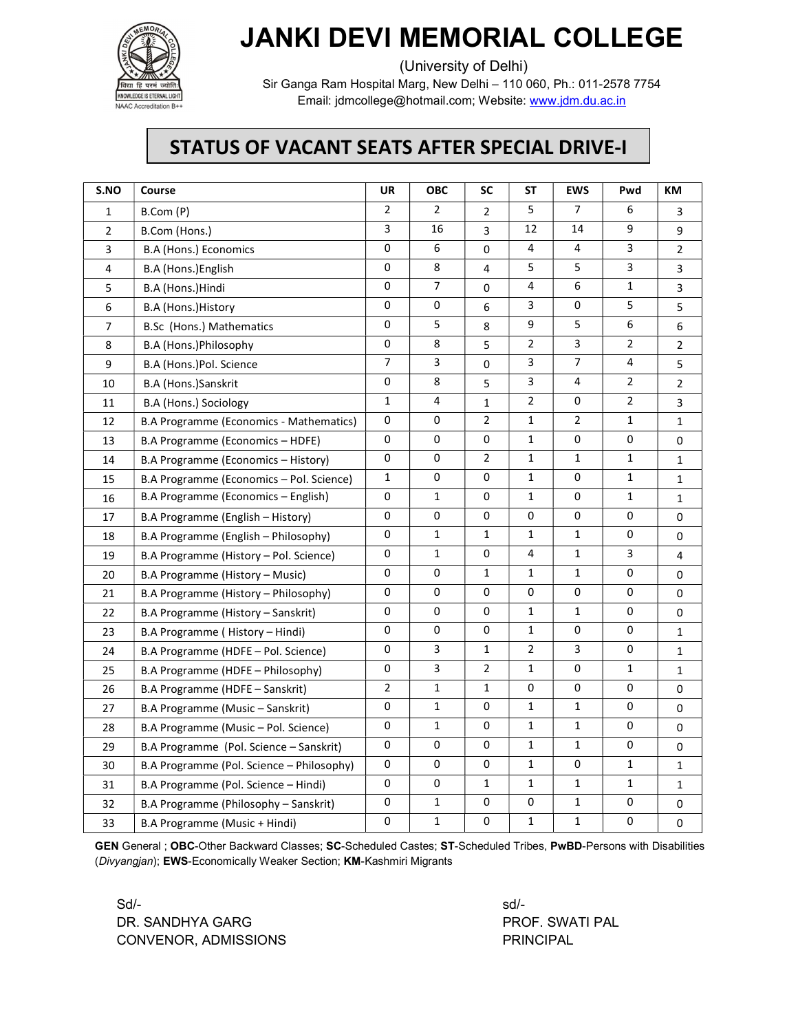# JANKI DEVI MEMORIAL COLLEGE

(University of Delhi)

Sir Ganga Ram Hospital Marg, New Delhi – 110 060, Ph.: 011-2578 7754

Email: jdmcollege@hotmail.com; Website: www.jdm.du.ac.in

## STATUS OF VACANT SEATS AFTER SPECIAL DRIVE-I

| S.NO | Course | UR | OBC | SC | ST | EWS | Pwd | KM |
|---|---|---|---|---|---|---|---|---|
| 1 | B.Com (P) | 2 | 2 | 2 | 5 | 7 | 6 | 3 |
| 2 | B.Com (Hons.) | 3 | 16 | 3 | 12 | 14 | 9 | 9 |
| 3 | B.A (Hons.) Economics | 0 | 6 | 0 | 4 | 4 | 3 | 2 |
| 4 | B.A (Hons.)English | 0 | 8 | 4 | 5 | 5 | 3 | 3 |
| 5 | B.A (Hons.)Hindi | 0 | 7 | 0 | 4 | 6 | 1 | 3 |
| 6 | B.A (Hons.)History | 0 | 0 | 6 | 3 | 0 | 5 | 5 |
| 7 | B.Sc (Hons.) Mathematics | 0 | 5 | 8 | 9 | 5 | 6 | 6 |
| 8 | B.A (Hons.)Philosophy | 0 | 8 | 5 | 2 | 3 | 2 | 2 |
| 9 | B.A (Hons.)Pol. Science | 7 | 3 | 0 | 3 | 7 | 4 | 5 |
| 10 | B.A (Hons.)Sanskrit | 0 | 8 | 5 | 3 | 4 | 2 | 2 |
| 11 | B.A (Hons.) Sociology | 1 | 4 | 1 | 2 | 0 | 2 | 3 |
| 12 | B.A Programme (Economics - Mathematics) | 0 | 0 | 2 | 1 | 2 | 1 | 1 |
| 13 | B.A Programme (Economics – HDFE) | 0 | 0 | 0 | 1 | 0 | 0 | 0 |
| 14 | B.A Programme (Economics – History) | 0 | 0 | 2 | 1 | 1 | 1 | 1 |
| 15 | B.A Programme (Economics – Pol. Science) | 1 | 0 | 0 | 1 | 0 | 1 | 1 |
| 16 | B.A Programme (Economics – English) | 0 | 1 | 0 | 1 | 0 | 1 | 1 |
| 17 | B.A Programme (English – History) | 0 | 0 | 0 | 0 | 0 | 0 | 0 |
| 18 | B.A Programme (English – Philosophy) | 0 | 1 | 1 | 1 | 1 | 0 | 0 |
| 19 | B.A Programme (History – Pol. Science) | 0 | 1 | 0 | 4 | 1 | 3 | 4 |
| 20 | B.A Programme (History – Music) | 0 | 0 | 1 | 1 | 1 | 0 | 0 |
| 21 | B.A Programme (History – Philosophy) | 0 | 0 | 0 | 0 | 0 | 0 | 0 |
| 22 | B.A Programme (History – Sanskrit) | 0 | 0 | 0 | 1 | 1 | 0 | 0 |
| 23 | B.A Programme ( History – Hindi) | 0 | 0 | 0 | 1 | 0 | 0 | 1 |
| 24 | B.A Programme (HDFE – Pol. Science) | 0 | 3 | 1 | 2 | 3 | 0 | 1 |
| 25 | B.A Programme (HDFE – Philosophy) | 0 | 3 | 2 | 1 | 0 | 1 | 1 |
| 26 | B.A Programme (HDFE – Sanskrit) | 2 | 1 | 1 | 0 | 0 | 0 | 0 |
| 27 | B.A Programme (Music – Sanskrit) | 0 | 1 | 0 | 1 | 1 | 0 | 0 |
| 28 | B.A Programme (Music – Pol. Science) | 0 | 1 | 0 | 1 | 1 | 0 | 0 |
| 29 | B.A Programme (Pol. Science – Sanskrit) | 0 | 0 | 0 | 1 | 1 | 0 | 0 |
| 30 | B.A Programme (Pol. Science – Philosophy) | 0 | 0 | 0 | 1 | 0 | 1 | 1 |
| 31 | B.A Programme (Pol. Science – Hindi) | 0 | 0 | 1 | 1 | 1 | 1 | 1 |
| 32 | B.A Programme (Philosophy – Sanskrit) | 0 | 1 | 0 | 0 | 1 | 0 | 0 |
| 33 | B.A Programme (Music + Hindi) | 0 | 1 | 0 | 1 | 1 | 0 | 0 |

**GEN** General ; **OBC**-Other Backward Classes; **SC**-Scheduled Castes; **ST**-Scheduled Tribes, **PwBD**-Persons with Disabilities (*Divyangjan*); **EWS**-Economically Weaker Section; **KM**-Kashmiri Migrants

Sd/-
DR. SANDHYA GARG
CONVENOR, ADMISSIONS

sd/-
PROF. SWATI PAL
PRINCIPAL